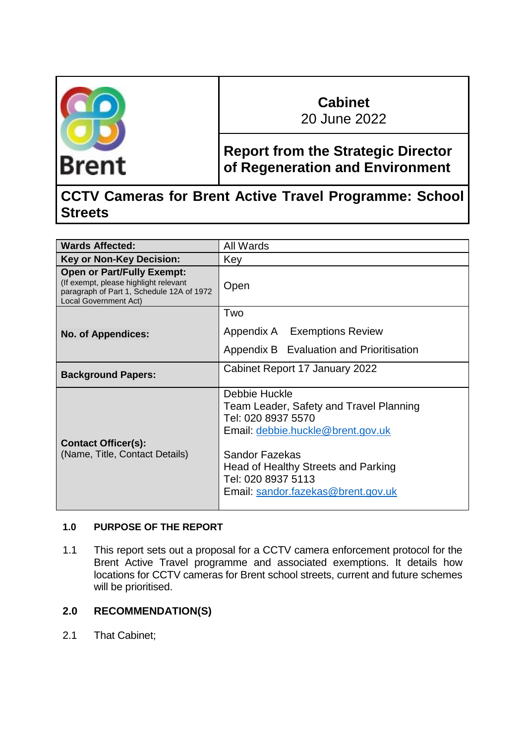Brent

**Cabinet**
20 June 2022

**Report from the Strategic Director of Regeneration and Environment**

# CCTV Cameras for Brent Active Travel Programme: School Streets

| | |
|---|---|
| **Wards Affected:** | All Wards |
| **Key or Non-Key Decision:** | Key |
| **Open or Part/Fully Exempt:** (If exempt, please highlight relevant paragraph of Part 1, Schedule 12A of 1972 Local Government Act) | Open |
| **No. of Appendices:** | Two<br>Appendix A Exemptions Review<br>Appendix B Evaluation and Prioritisation |
| **Background Papers:** | Cabinet Report 17 January 2022 |
| **Contact Officer(s):** (Name, Title, Contact Details) | Debbie Huckle<br>Team Leader, Safety and Travel Planning<br>Tel: 020 8937 5570<br>Email: debbie.huckle@brent.gov.uk<br><br>Sandor Fazekas<br>Head of Healthy Streets and Parking<br>Tel: 020 8937 5113<br>Email: sandor.fazekas@brent.gov.uk |

## 1.0 PURPOSE OF THE REPORT

1.1 This report sets out a proposal for a CCTV camera enforcement protocol for the Brent Active Travel programme and associated exemptions. It details how locations for CCTV cameras for Brent school streets, current and future schemes will be prioritised.

## 2.0 RECOMMENDATION(S)

2.1 That Cabinet;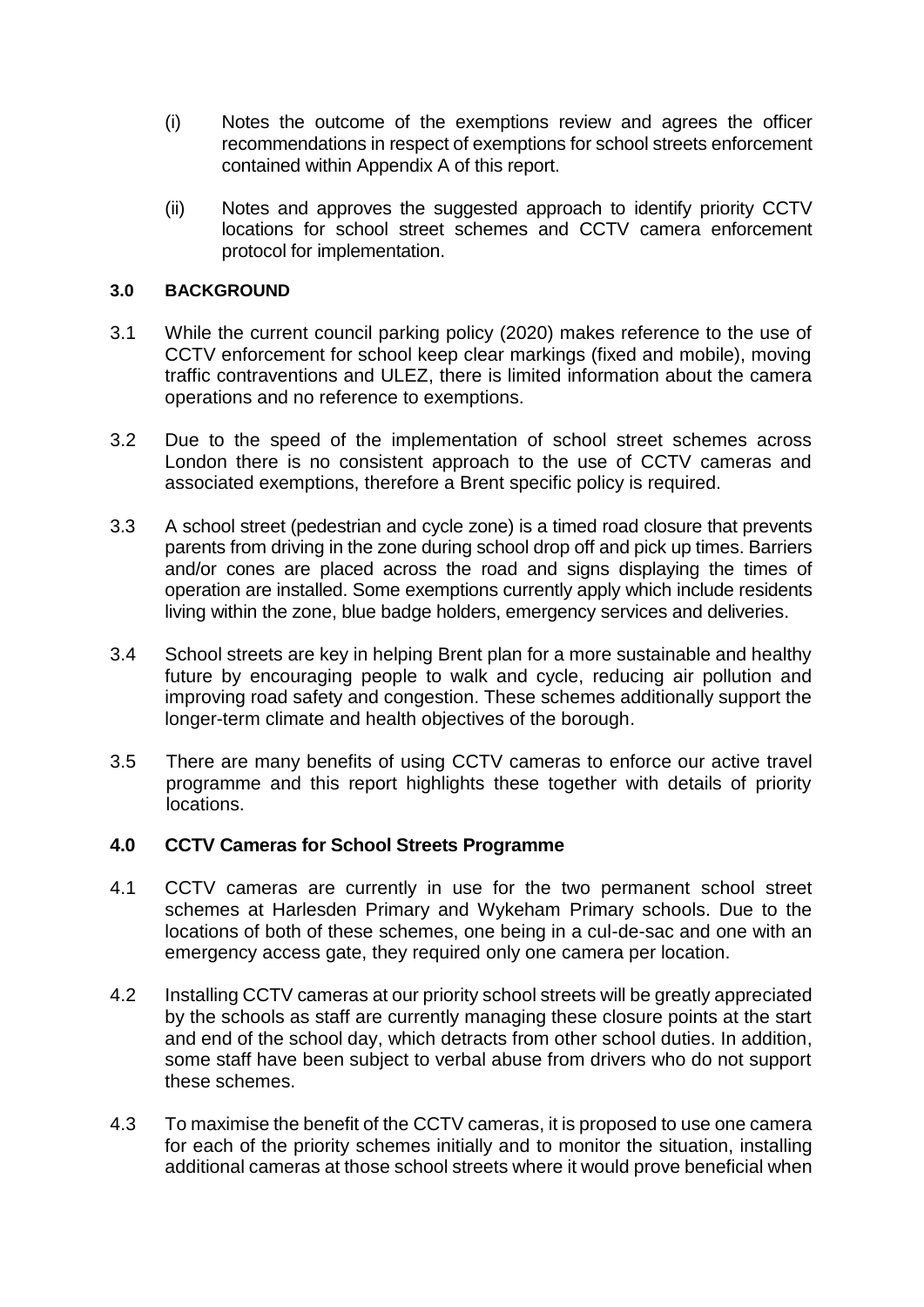(i) Notes the outcome of the exemptions review and agrees the officer recommendations in respect of exemptions for school streets enforcement contained within Appendix A of this report.

(ii) Notes and approves the suggested approach to identify priority CCTV locations for school street schemes and CCTV camera enforcement protocol for implementation.

## 3.0 BACKGROUND

3.1 While the current council parking policy (2020) makes reference to the use of CCTV enforcement for school keep clear markings (fixed and mobile), moving traffic contraventions and ULEZ, there is limited information about the camera operations and no reference to exemptions.

3.2 Due to the speed of the implementation of school street schemes across London there is no consistent approach to the use of CCTV cameras and associated exemptions, therefore a Brent specific policy is required.

3.3 A school street (pedestrian and cycle zone) is a timed road closure that prevents parents from driving in the zone during school drop off and pick up times. Barriers and/or cones are placed across the road and signs displaying the times of operation are installed. Some exemptions currently apply which include residents living within the zone, blue badge holders, emergency services and deliveries.

3.4 School streets are key in helping Brent plan for a more sustainable and healthy future by encouraging people to walk and cycle, reducing air pollution and improving road safety and congestion. These schemes additionally support the longer-term climate and health objectives of the borough.

3.5 There are many benefits of using CCTV cameras to enforce our active travel programme and this report highlights these together with details of priority locations.

## 4.0 CCTV Cameras for School Streets Programme

4.1 CCTV cameras are currently in use for the two permanent school street schemes at Harlesden Primary and Wykeham Primary schools. Due to the locations of both of these schemes, one being in a cul-de-sac and one with an emergency access gate, they required only one camera per location.

4.2 Installing CCTV cameras at our priority school streets will be greatly appreciated by the schools as staff are currently managing these closure points at the start and end of the school day, which detracts from other school duties. In addition, some staff have been subject to verbal abuse from drivers who do not support these schemes.

4.3 To maximise the benefit of the CCTV cameras, it is proposed to use one camera for each of the priority schemes initially and to monitor the situation, installing additional cameras at those school streets where it would prove beneficial when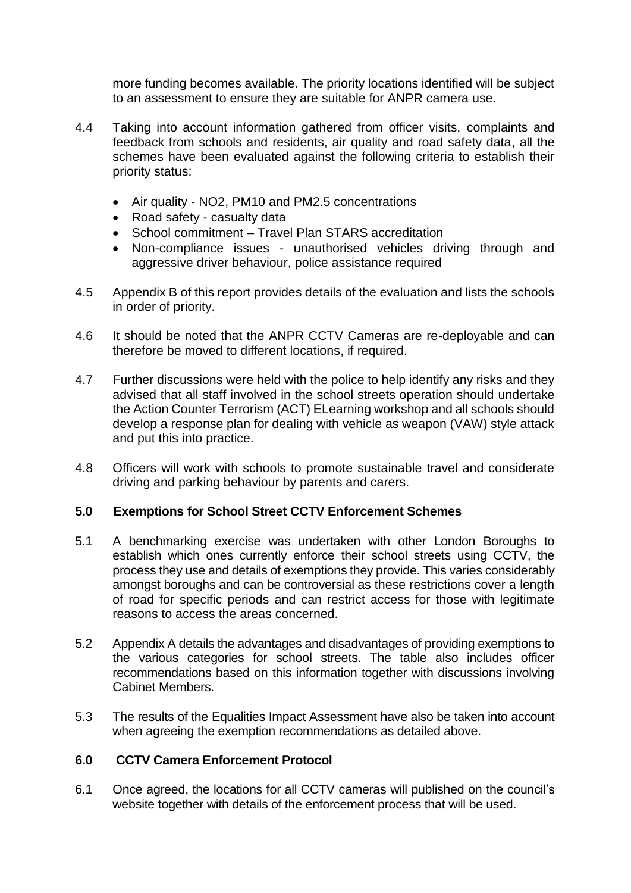more funding becomes available. The priority locations identified will be subject to an assessment to ensure they are suitable for ANPR camera use.

4.4 Taking into account information gathered from officer visits, complaints and feedback from schools and residents, air quality and road safety data, all the schemes have been evaluated against the following criteria to establish their priority status:

- Air quality - NO2, PM10 and PM2.5 concentrations
- Road safety - casualty data
- School commitment – Travel Plan STARS accreditation
- Non-compliance issues - unauthorised vehicles driving through and aggressive driver behaviour, police assistance required

4.5 Appendix B of this report provides details of the evaluation and lists the schools in order of priority.

4.6 It should be noted that the ANPR CCTV Cameras are re-deployable and can therefore be moved to different locations, if required.

4.7 Further discussions were held with the police to help identify any risks and they advised that all staff involved in the school streets operation should undertake the Action Counter Terrorism (ACT) ELearning workshop and all schools should develop a response plan for dealing with vehicle as weapon (VAW) style attack and put this into practice.

4.8 Officers will work with schools to promote sustainable travel and considerate driving and parking behaviour by parents and carers.

## 5.0 Exemptions for School Street CCTV Enforcement Schemes

5.1 A benchmarking exercise was undertaken with other London Boroughs to establish which ones currently enforce their school streets using CCTV, the process they use and details of exemptions they provide. This varies considerably amongst boroughs and can be controversial as these restrictions cover a length of road for specific periods and can restrict access for those with legitimate reasons to access the areas concerned.

5.2 Appendix A details the advantages and disadvantages of providing exemptions to the various categories for school streets. The table also includes officer recommendations based on this information together with discussions involving Cabinet Members.

5.3 The results of the Equalities Impact Assessment have also be taken into account when agreeing the exemption recommendations as detailed above.

## 6.0 CCTV Camera Enforcement Protocol

6.1 Once agreed, the locations for all CCTV cameras will published on the council's website together with details of the enforcement process that will be used.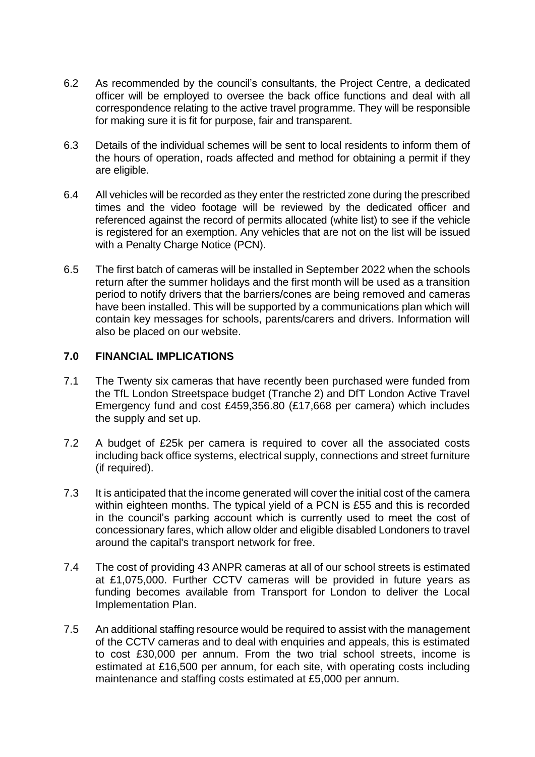6.2 As recommended by the council's consultants, the Project Centre, a dedicated officer will be employed to oversee the back office functions and deal with all correspondence relating to the active travel programme. They will be responsible for making sure it is fit for purpose, fair and transparent.

6.3 Details of the individual schemes will be sent to local residents to inform them of the hours of operation, roads affected and method for obtaining a permit if they are eligible.

6.4 All vehicles will be recorded as they enter the restricted zone during the prescribed times and the video footage will be reviewed by the dedicated officer and referenced against the record of permits allocated (white list) to see if the vehicle is registered for an exemption. Any vehicles that are not on the list will be issued with a Penalty Charge Notice (PCN).

6.5 The first batch of cameras will be installed in September 2022 when the schools return after the summer holidays and the first month will be used as a transition period to notify drivers that the barriers/cones are being removed and cameras have been installed. This will be supported by a communications plan which will contain key messages for schools, parents/carers and drivers. Information will also be placed on our website.

## 7.0 FINANCIAL IMPLICATIONS

7.1 The Twenty six cameras that have recently been purchased were funded from the TfL London Streetspace budget (Tranche 2) and DfT London Active Travel Emergency fund and cost £459,356.80 (£17,668 per camera) which includes the supply and set up.

7.2 A budget of £25k per camera is required to cover all the associated costs including back office systems, electrical supply, connections and street furniture (if required).

7.3 It is anticipated that the income generated will cover the initial cost of the camera within eighteen months. The typical yield of a PCN is £55 and this is recorded in the council's parking account which is currently used to meet the cost of concessionary fares, which allow older and eligible disabled Londoners to travel around the capital's transport network for free.

7.4 The cost of providing 43 ANPR cameras at all of our school streets is estimated at £1,075,000. Further CCTV cameras will be provided in future years as funding becomes available from Transport for London to deliver the Local Implementation Plan.

7.5 An additional staffing resource would be required to assist with the management of the CCTV cameras and to deal with enquiries and appeals, this is estimated to cost £30,000 per annum. From the two trial school streets, income is estimated at £16,500 per annum, for each site, with operating costs including maintenance and staffing costs estimated at £5,000 per annum.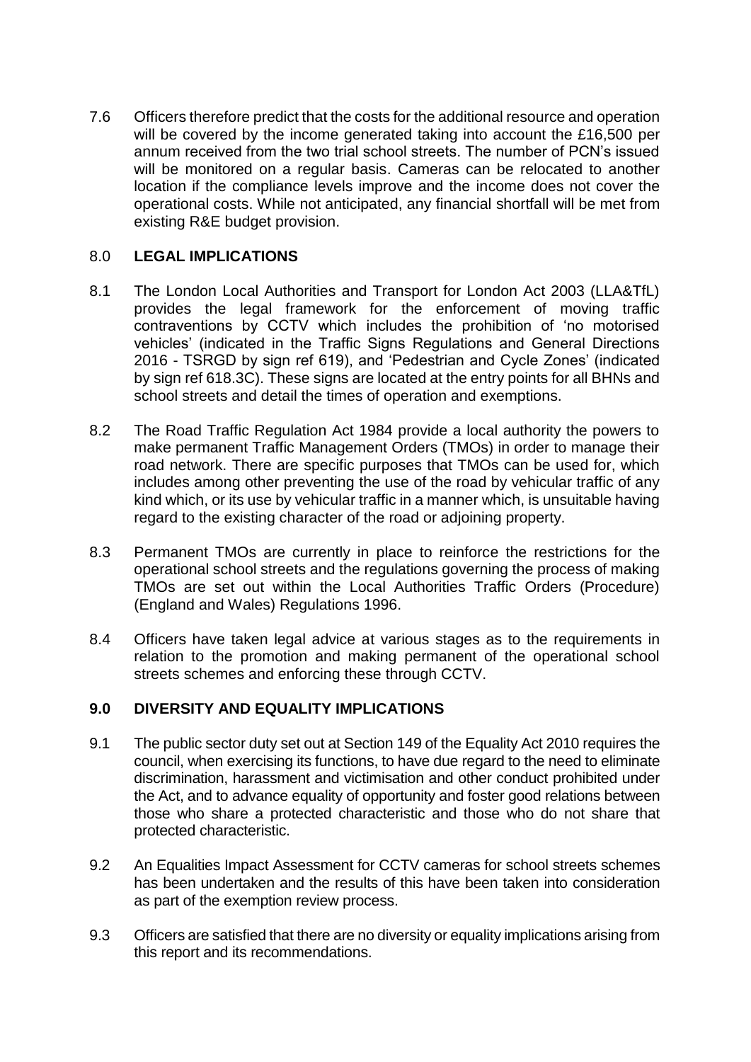7.6 Officers therefore predict that the costs for the additional resource and operation will be covered by the income generated taking into account the £16,500 per annum received from the two trial school streets. The number of PCN's issued will be monitored on a regular basis. Cameras can be relocated to another location if the compliance levels improve and the income does not cover the operational costs. While not anticipated, any financial shortfall will be met from existing R&E budget provision.

## 8.0 LEGAL IMPLICATIONS

8.1 The London Local Authorities and Transport for London Act 2003 (LLA&TfL) provides the legal framework for the enforcement of moving traffic contraventions by CCTV which includes the prohibition of 'no motorised vehicles' (indicated in the Traffic Signs Regulations and General Directions 2016 - TSRGD by sign ref 619), and 'Pedestrian and Cycle Zones' (indicated by sign ref 618.3C). These signs are located at the entry points for all BHNs and school streets and detail the times of operation and exemptions.

8.2 The Road Traffic Regulation Act 1984 provide a local authority the powers to make permanent Traffic Management Orders (TMOs) in order to manage their road network. There are specific purposes that TMOs can be used for, which includes among other preventing the use of the road by vehicular traffic of any kind which, or its use by vehicular traffic in a manner which, is unsuitable having regard to the existing character of the road or adjoining property.

8.3 Permanent TMOs are currently in place to reinforce the restrictions for the operational school streets and the regulations governing the process of making TMOs are set out within the Local Authorities Traffic Orders (Procedure) (England and Wales) Regulations 1996.

8.4 Officers have taken legal advice at various stages as to the requirements in relation to the promotion and making permanent of the operational school streets schemes and enforcing these through CCTV.

## 9.0 DIVERSITY AND EQUALITY IMPLICATIONS

9.1 The public sector duty set out at Section 149 of the Equality Act 2010 requires the council, when exercising its functions, to have due regard to the need to eliminate discrimination, harassment and victimisation and other conduct prohibited under the Act, and to advance equality of opportunity and foster good relations between those who share a protected characteristic and those who do not share that protected characteristic.

9.2 An Equalities Impact Assessment for CCTV cameras for school streets schemes has been undertaken and the results of this have been taken into consideration as part of the exemption review process.

9.3 Officers are satisfied that there are no diversity or equality implications arising from this report and its recommendations.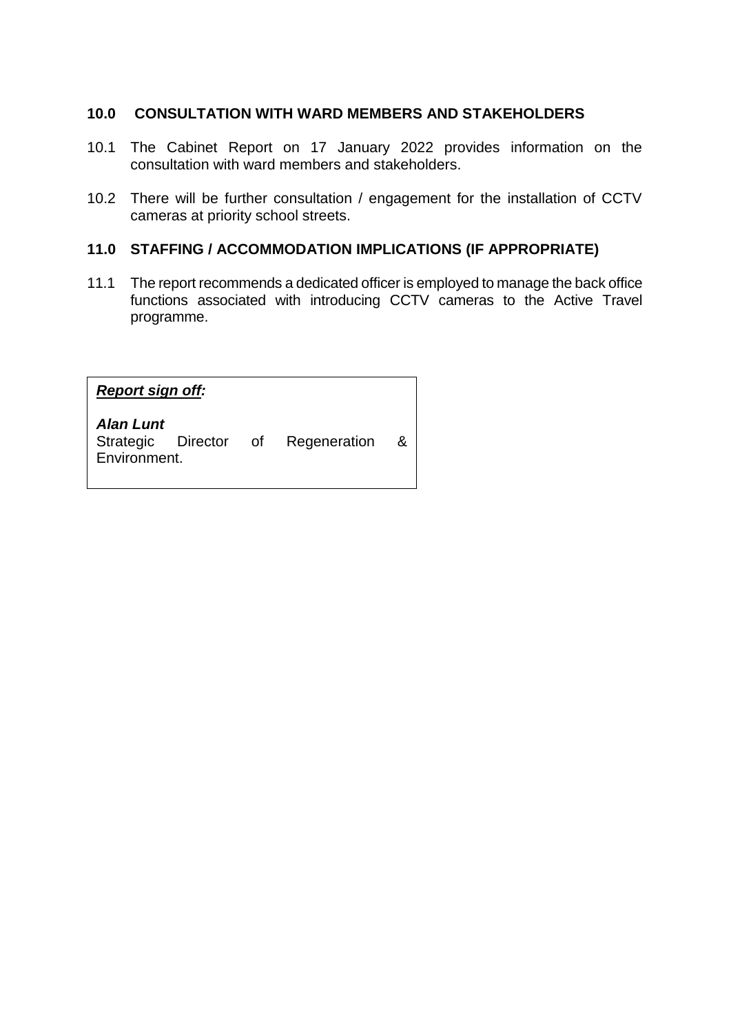## 10.0 CONSULTATION WITH WARD MEMBERS AND STAKEHOLDERS

10.1 The Cabinet Report on 17 January 2022 provides information on the consultation with ward members and stakeholders.

10.2 There will be further consultation / engagement for the installation of CCTV cameras at priority school streets.

## 11.0 STAFFING / ACCOMMODATION IMPLICATIONS (IF APPROPRIATE)

11.1 The report recommends a dedicated officer is employed to manage the back office functions associated with introducing CCTV cameras to the Active Travel programme.

***Report sign off:***

***Alan Lunt***
Strategic Director of Regeneration & Environment.